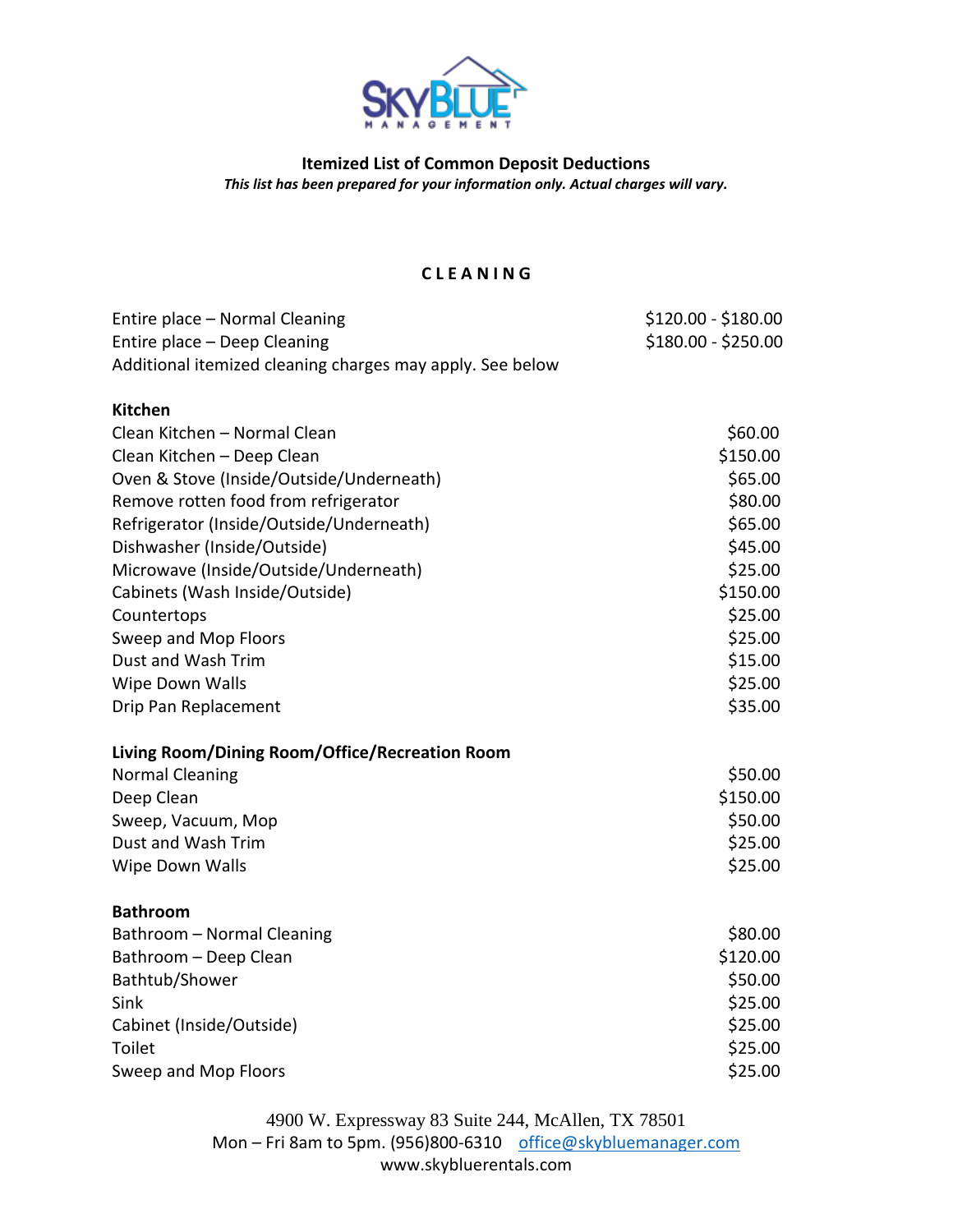SkyBlue Management

## Itemized List of Common Deposit Deductions

***This list has been prepared for your information only. Actual charges will vary.***

### CLEANING

| | |
|---|---|
| Entire place – Normal Cleaning | $120.00 - $180.00 |
| Entire place – Deep Cleaning | $180.00 - $250.00 |
| Additional itemized cleaning charges may apply. See below | |

**Kitchen**

| | |
|---|---|
| Clean Kitchen – Normal Clean | $60.00 |
| Clean Kitchen – Deep Clean | $150.00 |
| Oven & Stove (Inside/Outside/Underneath) | $65.00 |
| Remove rotten food from refrigerator | $80.00 |
| Refrigerator (Inside/Outside/Underneath) | $65.00 |
| Dishwasher (Inside/Outside) | $45.00 |
| Microwave (Inside/Outside/Underneath) | $25.00 |
| Cabinets (Wash Inside/Outside) | $150.00 |
| Countertops | $25.00 |
| Sweep and Mop Floors | $25.00 |
| Dust and Wash Trim | $15.00 |
| Wipe Down Walls | $25.00 |
| Drip Pan Replacement | $35.00 |

**Living Room/Dining Room/Office/Recreation Room**

| | |
|---|---|
| Normal Cleaning | $50.00 |
| Deep Clean | $150.00 |
| Sweep, Vacuum, Mop | $50.00 |
| Dust and Wash Trim | $25.00 |
| Wipe Down Walls | $25.00 |

**Bathroom**

| | |
|---|---|
| Bathroom – Normal Cleaning | $80.00 |
| Bathroom – Deep Clean | $120.00 |
| Bathtub/Shower | $50.00 |
| Sink | $25.00 |
| Cabinet (Inside/Outside) | $25.00 |
| Toilet | $25.00 |
| Sweep and Mop Floors | $25.00 |

4900 W. Expressway 83 Suite 244, McAllen, TX 78501
Mon – Fri 8am to 5pm. (956)800-6310 office@skybluemanager.com
www.skybluerentals.com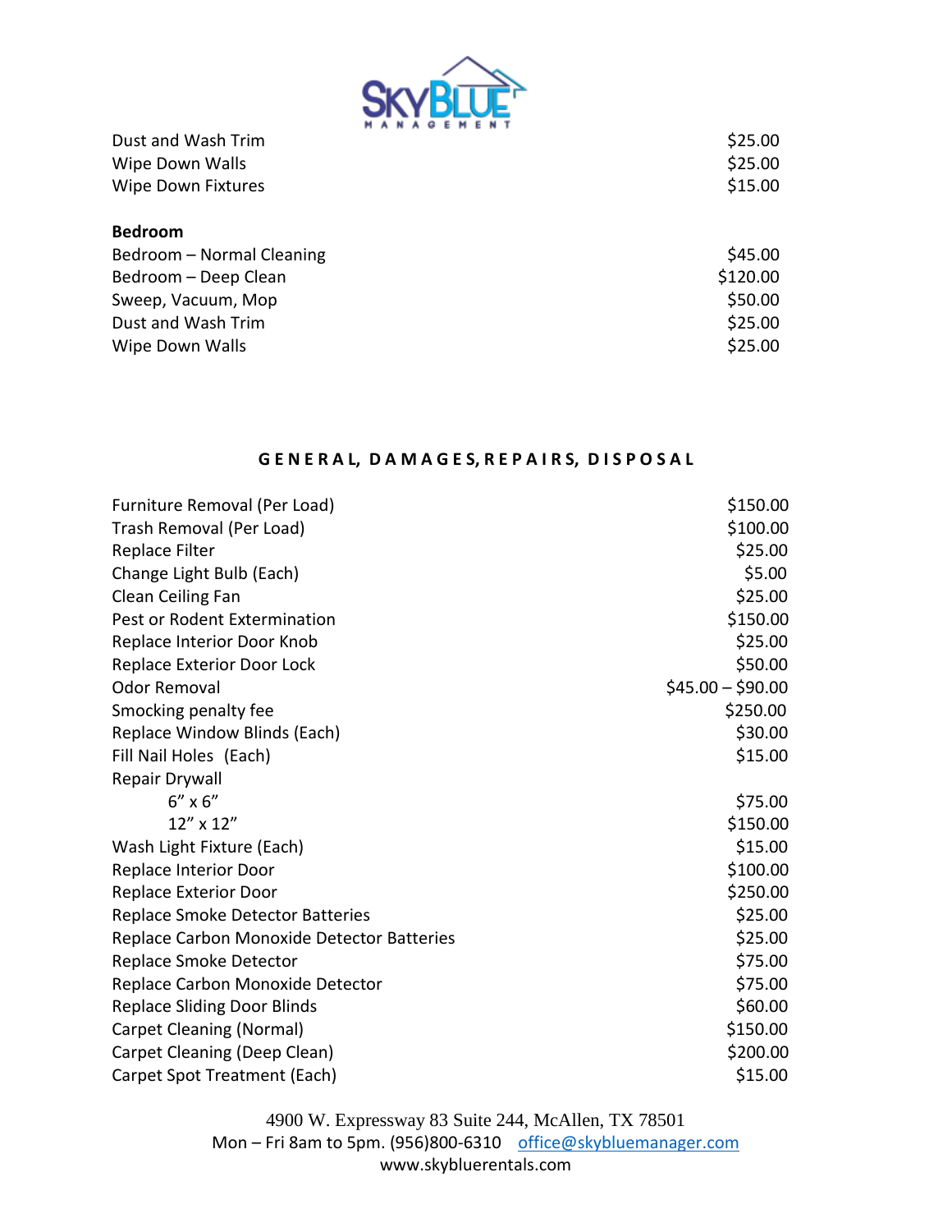| | |
|---|---|
| Dust and Wash Trim | $25.00 |
| Wipe Down Walls | $25.00 |
| Wipe Down Fixtures | $15.00 |

**Bedroom**

| | |
|---|---|
| Bedroom – Normal Cleaning | $45.00 |
| Bedroom – Deep Clean | $120.00 |
| Sweep, Vacuum, Mop | $50.00 |
| Dust and Wash Trim | $25.00 |
| Wipe Down Walls | $25.00 |

## GENERAL, DAMAGES, REPAIRS, DISPOSAL

| | |
|---|---|
| Furniture Removal (Per Load) | $150.00 |
| Trash Removal (Per Load) | $100.00 |
| Replace Filter | $25.00 |
| Change Light Bulb (Each) | $5.00 |
| Clean Ceiling Fan | $25.00 |
| Pest or Rodent Extermination | $150.00 |
| Replace Interior Door Knob | $25.00 |
| Replace Exterior Door Lock | $50.00 |
| Odor Removal | $45.00 – $90.00 |
| Smocking penalty fee | $250.00 |
| Replace Window Blinds (Each) | $30.00 |
| Fill Nail Holes (Each) | $15.00 |
| Repair Drywall | |
| 6" x 6" | $75.00 |
| 12" x 12" | $150.00 |
| Wash Light Fixture (Each) | $15.00 |
| Replace Interior Door | $100.00 |
| Replace Exterior Door | $250.00 |
| Replace Smoke Detector Batteries | $25.00 |
| Replace Carbon Monoxide Detector Batteries | $25.00 |
| Replace Smoke Detector | $75.00 |
| Replace Carbon Monoxide Detector | $75.00 |
| Replace Sliding Door Blinds | $60.00 |
| Carpet Cleaning (Normal) | $150.00 |
| Carpet Cleaning (Deep Clean) | $200.00 |
| Carpet Spot Treatment (Each) | $15.00 |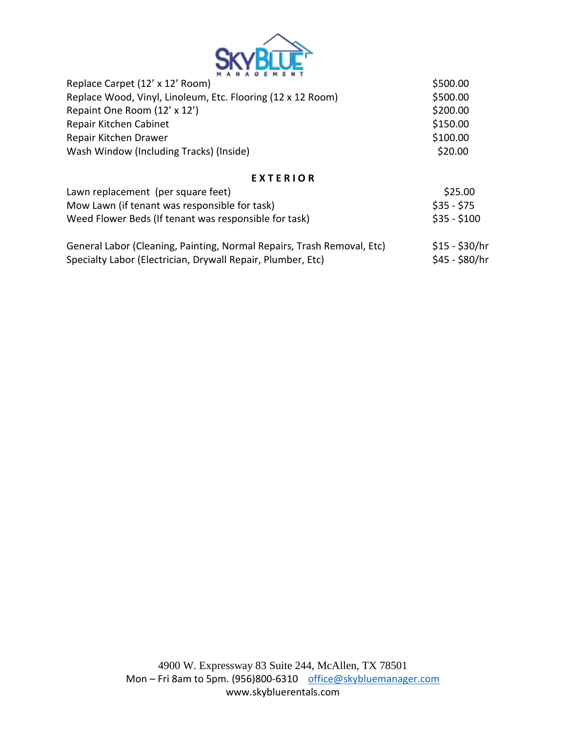| | |
|---|---|
| Replace Carpet (12' x 12' Room) | $500.00 |
| Replace Wood, Vinyl, Linoleum, Etc. Flooring (12 x 12 Room) | $500.00 |
| Repaint One Room (12' x 12') | $200.00 |
| Repair Kitchen Cabinet | $150.00 |
| Repair Kitchen Drawer | $100.00 |
| Wash Window (Including Tracks) (Inside) | $20.00 |

## EXTERIOR

| | |
|---|---|
| Lawn replacement (per square feet) | $25.00 |
| Mow Lawn (if tenant was responsible for task) | $35 - $75 |
| Weed Flower Beds (If tenant was responsible for task) | $35 - $100 |
| General Labor (Cleaning, Painting, Normal Repairs, Trash Removal, Etc) | $15 - $30/hr |
| Specialty Labor (Electrician, Drywall Repair, Plumber, Etc) | $45 - $80/hr |

4900 W. Expressway 83 Suite 244, McAllen, TX 78501
Mon – Fri 8am to 5pm. (956)800-6310 office@skybluemanager.com
www.skybluerentals.com